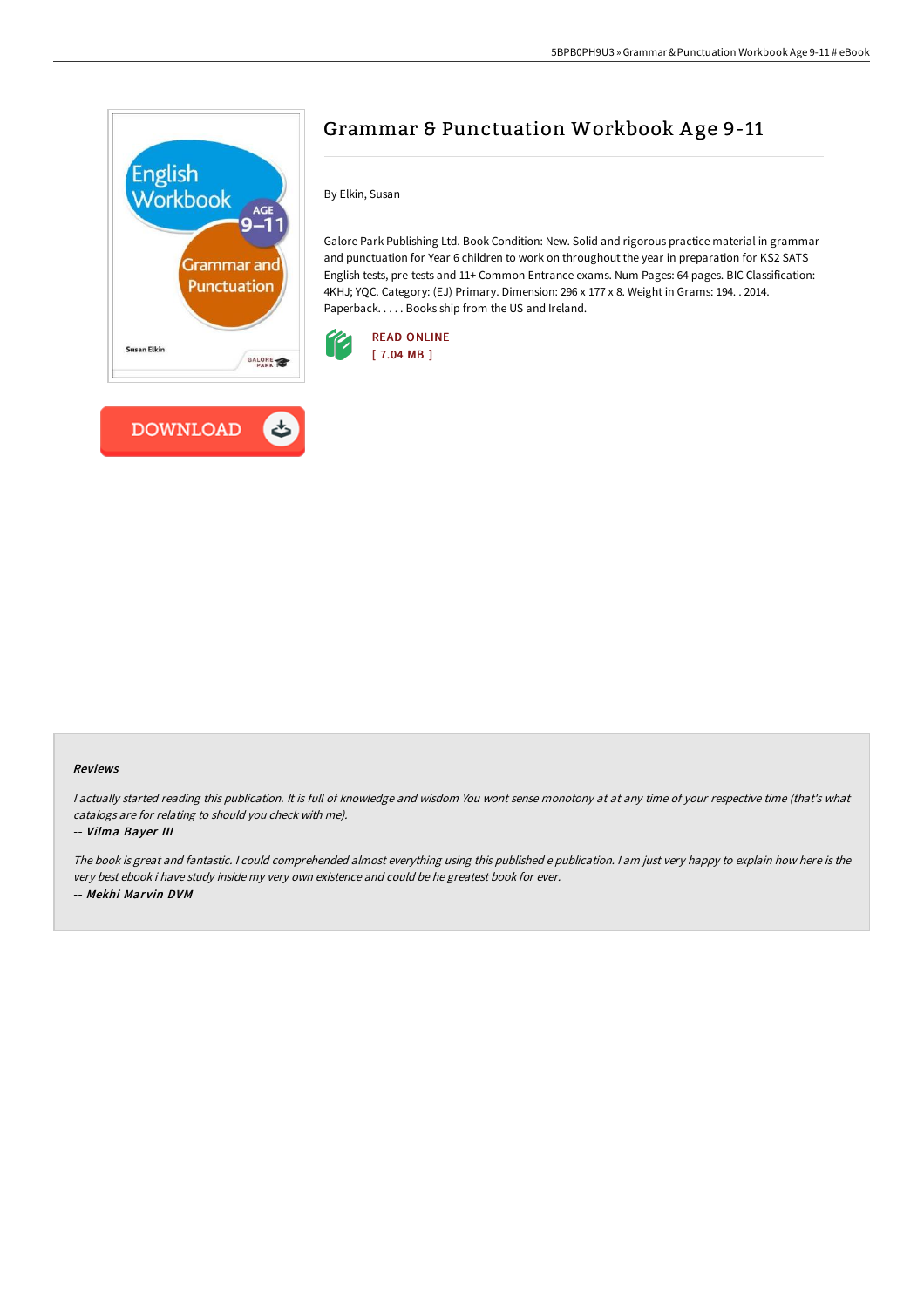# Grammar & Punctuation Workbook Age 9-11

By Elkin, Susan

Galore Park Publishing Ltd. Book Condition: New. Solid and rigorous practice material in grammar and punctuation for Year 6 children to work on throughout the year in preparation for KS2 SATS English tests, pre-tests and 11+ Common Entrance exams. Num Pages: 64 pages. BIC Classification: 4KHJ; YQC. Category: (EJ) Primary. Dimension: 296 x 177 x 8. Weight in Grams: 194. . 2014. Paperback. . . . . Books ship from the US and Ireland.

READ ONLINE
[ 7.04 MB ]

DOWNLOAD

#### Reviews

*I actually started reading this publication. It is full of knowledge and wisdom You wont sense monotony at at any time of your respective time (that's what catalogs are for relating to should you check with me).*

-- ***Vilma Bayer III***

*The book is great and fantastic. I could comprehended almost everything using this published e publication. I am just very happy to explain how here is the very best ebook i have study inside my very own existence and could be he greatest book for ever.*

-- ***Mekhi Marvin DVM***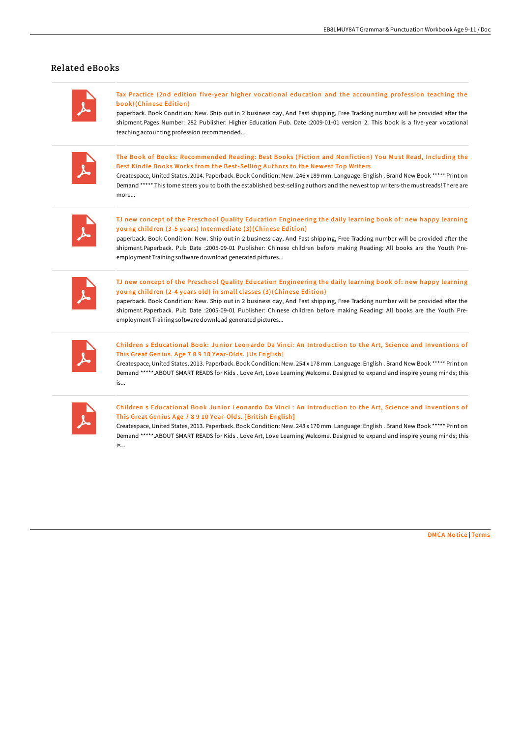## Related eBooks

**Tax Practice (2nd edition five-year higher vocational education and the accounting profession teaching the book)(Chinese Edition)**

paperback. Book Condition: New. Ship out in 2 business day, And Fast shipping, Free Tracking number will be provided after the shipment.Pages Number: 282 Publisher: Higher Education Pub. Date :2009-01-01 version 2. This book is a five-year vocational teaching accounting profession recommended...

**The Book of Books: Recommended Reading: Best Books (Fiction and Nonfiction) You Must Read, Including the Best Kindle Books Works from the Best-Selling Authors to the Newest Top Writers**

Createspace, United States, 2014. Paperback. Book Condition: New. 246 x 189 mm. Language: English . Brand New Book ***** Print on Demand *****.This tome steers you to both the established best-selling authors and the newest top writers-the must reads! There are more...

**TJ new concept of the Preschool Quality Education Engineering the daily learning book of: new happy learning young children (3-5 years) Intermediate (3)(Chinese Edition)**

paperback. Book Condition: New. Ship out in 2 business day, And Fast shipping, Free Tracking number will be provided after the shipment.Paperback. Pub Date :2005-09-01 Publisher: Chinese children before making Reading: All books are the Youth Pre-employment Training software download generated pictures...

**TJ new concept of the Preschool Quality Education Engineering the daily learning book of: new happy learning young children (2-4 years old) in small classes (3)(Chinese Edition)**

paperback. Book Condition: New. Ship out in 2 business day, And Fast shipping, Free Tracking number will be provided after the shipment.Paperback. Pub Date :2005-09-01 Publisher: Chinese children before making Reading: All books are the Youth Pre-employment Training software download generated pictures...

**Children s Educational Book: Junior Leonardo Da Vinci: An Introduction to the Art, Science and Inventions of This Great Genius. Age 7 8 9 10 Year-Olds. [Us English]**

Createspace, United States, 2013. Paperback. Book Condition: New. 254 x 178 mm. Language: English . Brand New Book ***** Print on Demand *****.ABOUT SMART READS for Kids . Love Art, Love Learning Welcome. Designed to expand and inspire young minds; this is...

**Children s Educational Book Junior Leonardo Da Vinci : An Introduction to the Art, Science and Inventions of This Great Genius Age 7 8 9 10 Year-Olds. [British English]**

Createspace, United States, 2013. Paperback. Book Condition: New. 248 x 170 mm. Language: English . Brand New Book ***** Print on Demand *****.ABOUT SMART READS for Kids . Love Art, Love Learning Welcome. Designed to expand and inspire young minds; this is...

DMCA Notice | Terms